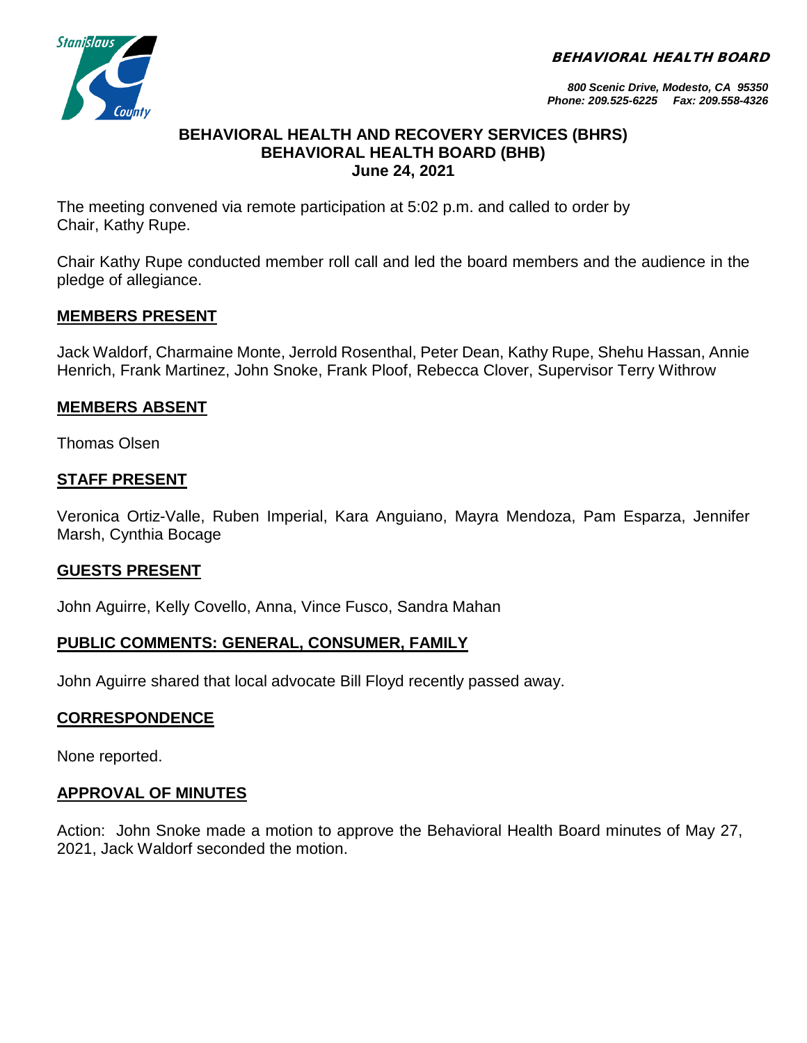**BEHAVIORAL HEALTH BOARD**

*800 Scenic Drive, Modesto, CA 95350*
*Phone: 209.525-6225 Fax: 209.558-4326*

# BEHAVIORAL HEALTH AND RECOVERY SERVICES (BHRS) BEHAVIORAL HEALTH BOARD (BHB) June 24, 2021

The meeting convened via remote participation at 5:02 p.m. and called to order by Chair, Kathy Rupe.

Chair Kathy Rupe conducted member roll call and led the board members and the audience in the pledge of allegiance.

## MEMBERS PRESENT

Jack Waldorf, Charmaine Monte, Jerrold Rosenthal, Peter Dean, Kathy Rupe, Shehu Hassan, Annie Henrich, Frank Martinez, John Snoke, Frank Ploof, Rebecca Clover, Supervisor Terry Withrow

## MEMBERS ABSENT

Thomas Olsen

## STAFF PRESENT

Veronica Ortiz-Valle, Ruben Imperial, Kara Anguiano, Mayra Mendoza, Pam Esparza, Jennifer Marsh, Cynthia Bocage

## GUESTS PRESENT

John Aguirre, Kelly Covello, Anna, Vince Fusco, Sandra Mahan

## PUBLIC COMMENTS: GENERAL, CONSUMER, FAMILY

John Aguirre shared that local advocate Bill Floyd recently passed away.

## CORRESPONDENCE

None reported.

## APPROVAL OF MINUTES

Action: John Snoke made a motion to approve the Behavioral Health Board minutes of May 27, 2021, Jack Waldorf seconded the motion.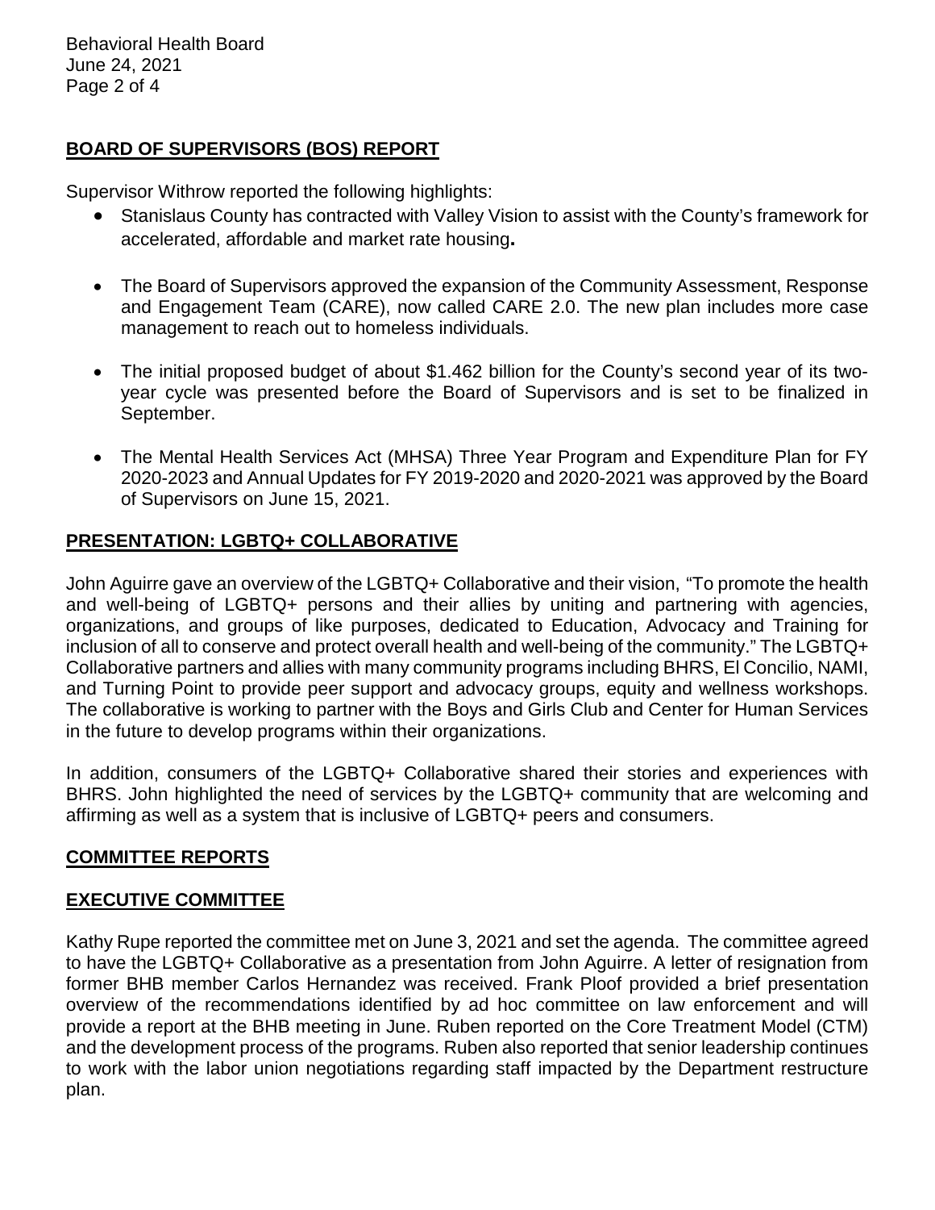## BOARD OF SUPERVISORS (BOS) REPORT

Supervisor Withrow reported the following highlights:

- Stanislaus County has contracted with Valley Vision to assist with the County's framework for accelerated, affordable and market rate housing**.**
- The Board of Supervisors approved the expansion of the Community Assessment, Response and Engagement Team (CARE), now called CARE 2.0. The new plan includes more case management to reach out to homeless individuals.
- The initial proposed budget of about $1.462 billion for the County's second year of its two-year cycle was presented before the Board of Supervisors and is set to be finalized in September.
- The Mental Health Services Act (MHSA) Three Year Program and Expenditure Plan for FY 2020-2023 and Annual Updates for FY 2019-2020 and 2020-2021 was approved by the Board of Supervisors on June 15, 2021.

## PRESENTATION: LGBTQ+ COLLABORATIVE

John Aguirre gave an overview of the LGBTQ+ Collaborative and their vision, "To promote the health and well-being of LGBTQ+ persons and their allies by uniting and partnering with agencies, organizations, and groups of like purposes, dedicated to Education, Advocacy and Training for inclusion of all to conserve and protect overall health and well-being of the community." The LGBTQ+ Collaborative partners and allies with many community programs including BHRS, El Concilio, NAMI, and Turning Point to provide peer support and advocacy groups, equity and wellness workshops. The collaborative is working to partner with the Boys and Girls Club and Center for Human Services in the future to develop programs within their organizations.

In addition, consumers of the LGBTQ+ Collaborative shared their stories and experiences with BHRS. John highlighted the need of services by the LGBTQ+ community that are welcoming and affirming as well as a system that is inclusive of LGBTQ+ peers and consumers.

## COMMITTEE REPORTS

## EXECUTIVE COMMITTEE

Kathy Rupe reported the committee met on June 3, 2021 and set the agenda. The committee agreed to have the LGBTQ+ Collaborative as a presentation from John Aguirre. A letter of resignation from former BHB member Carlos Hernandez was received. Frank Ploof provided a brief presentation overview of the recommendations identified by ad hoc committee on law enforcement and will provide a report at the BHB meeting in June. Ruben reported on the Core Treatment Model (CTM) and the development process of the programs. Ruben also reported that senior leadership continues to work with the labor union negotiations regarding staff impacted by the Department restructure plan.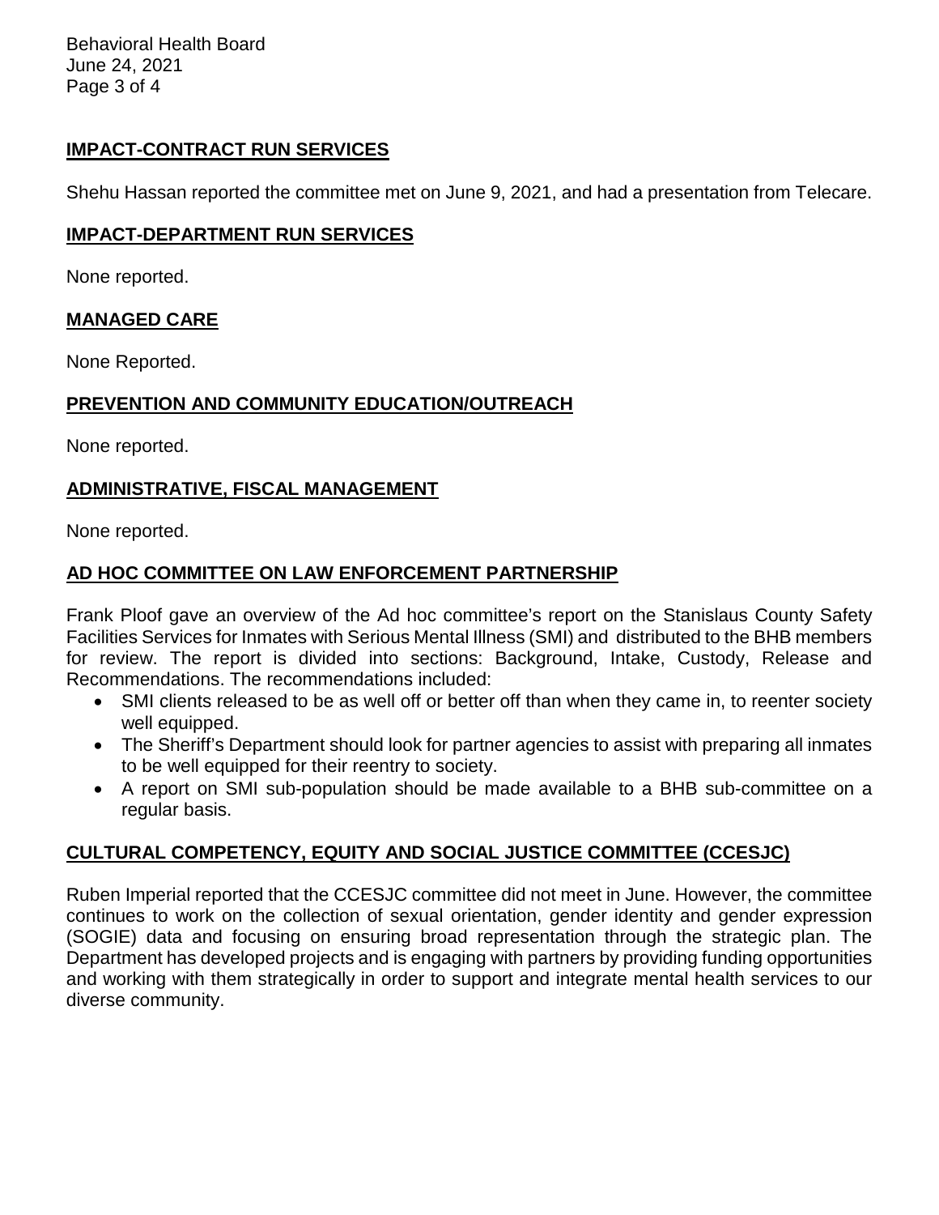## IMPACT-CONTRACT RUN SERVICES

Shehu Hassan reported the committee met on June 9, 2021, and had a presentation from Telecare.

## IMPACT-DEPARTMENT RUN SERVICES

None reported.

## MANAGED CARE

None Reported.

## PREVENTION AND COMMUNITY EDUCATION/OUTREACH

None reported.

## ADMINISTRATIVE, FISCAL MANAGEMENT

None reported.

## AD HOC COMMITTEE ON LAW ENFORCEMENT PARTNERSHIP

Frank Ploof gave an overview of the Ad hoc committee's report on the Stanislaus County Safety Facilities Services for Inmates with Serious Mental Illness (SMI) and distributed to the BHB members for review. The report is divided into sections: Background, Intake, Custody, Release and Recommendations. The recommendations included:

- SMI clients released to be as well off or better off than when they came in, to reenter society well equipped.
- The Sheriff's Department should look for partner agencies to assist with preparing all inmates to be well equipped for their reentry to society.
- A report on SMI sub-population should be made available to a BHB sub-committee on a regular basis.

## CULTURAL COMPETENCY, EQUITY AND SOCIAL JUSTICE COMMITTEE (CCESJC)

Ruben Imperial reported that the CCESJC committee did not meet in June. However, the committee continues to work on the collection of sexual orientation, gender identity and gender expression (SOGIE) data and focusing on ensuring broad representation through the strategic plan. The Department has developed projects and is engaging with partners by providing funding opportunities and working with them strategically in order to support and integrate mental health services to our diverse community.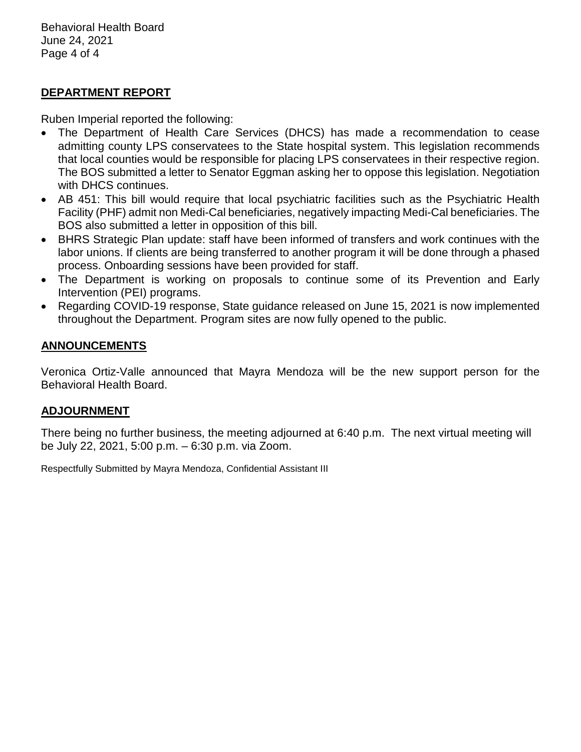## DEPARTMENT REPORT

Ruben Imperial reported the following:

- The Department of Health Care Services (DHCS) has made a recommendation to cease admitting county LPS conservatees to the State hospital system. This legislation recommends that local counties would be responsible for placing LPS conservatees in their respective region. The BOS submitted a letter to Senator Eggman asking her to oppose this legislation. Negotiation with DHCS continues.
- AB 451: This bill would require that local psychiatric facilities such as the Psychiatric Health Facility (PHF) admit non Medi-Cal beneficiaries, negatively impacting Medi-Cal beneficiaries. The BOS also submitted a letter in opposition of this bill.
- BHRS Strategic Plan update: staff have been informed of transfers and work continues with the labor unions. If clients are being transferred to another program it will be done through a phased process. Onboarding sessions have been provided for staff.
- The Department is working on proposals to continue some of its Prevention and Early Intervention (PEI) programs.
- Regarding COVID-19 response, State guidance released on June 15, 2021 is now implemented throughout the Department. Program sites are now fully opened to the public.

## ANNOUNCEMENTS

Veronica Ortiz-Valle announced that Mayra Mendoza will be the new support person for the Behavioral Health Board.

## ADJOURNMENT

There being no further business, the meeting adjourned at 6:40 p.m. The next virtual meeting will be July 22, 2021, 5:00 p.m. – 6:30 p.m. via Zoom.

Respectfully Submitted by Mayra Mendoza, Confidential Assistant III